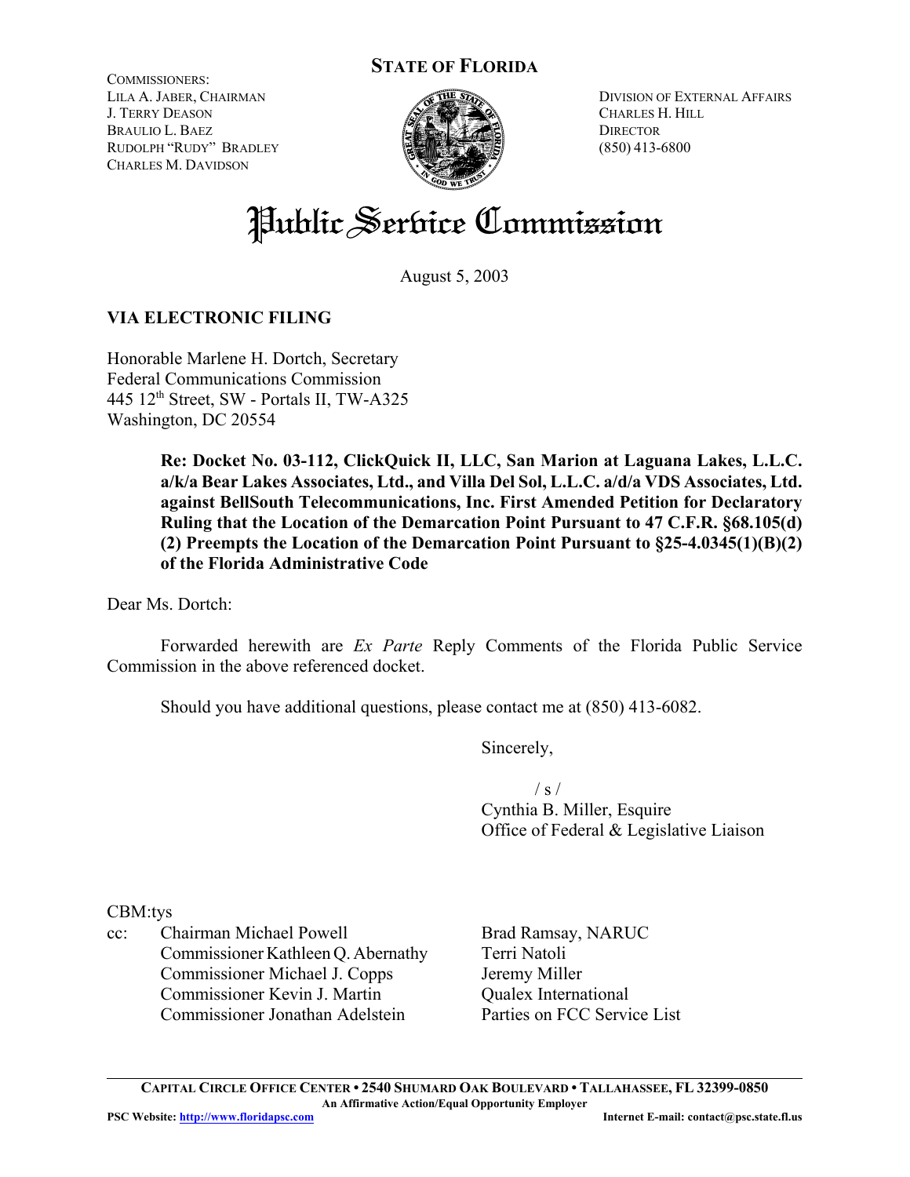# STATE OF FLORIDA

COMMISSIONERS:
LILA A. JABER, CHAIRMAN
J. TERRY DEASON
BRAULIO L. BAEZ
RUDOLPH "RUDY" BRADLEY
CHARLES M. DAVIDSON

DIVISION OF EXTERNAL AFFAIRS
CHARLES H. HILL
DIRECTOR
(850) 413-6800

# Public Service Commission

August 5, 2003

**VIA ELECTRONIC FILING**

Honorable Marlene H. Dortch, Secretary
Federal Communications Commission
445 12th Street, SW - Portals II, TW-A325
Washington, DC 20554

> **Re: Docket No. 03-112, ClickQuick II, LLC, San Marion at Laguana Lakes, L.L.C. a/k/a Bear Lakes Associates, Ltd., and Villa Del Sol, L.L.C. a/d/a VDS Associates, Ltd. against BellSouth Telecommunications, Inc. First Amended Petition for Declaratory Ruling that the Location of the Demarcation Point Pursuant to 47 C.F.R. §68.105(d)(2) Preempts the Location of the Demarcation Point Pursuant to §25-4.0345(1)(B)(2) of the Florida Administrative Code**

Dear Ms. Dortch:

Forwarded herewith are *Ex Parte* Reply Comments of the Florida Public Service Commission in the above referenced docket.

Should you have additional questions, please contact me at (850) 413-6082.

Sincerely,

/ s /
Cynthia B. Miller, Esquire
Office of Federal & Legislative Liaison

CBM:tys

cc: Chairman Michael Powell
Commissioner Kathleen Q. Abernathy
Commissioner Michael J. Copps
Commissioner Kevin J. Martin
Commissioner Jonathan Adelstein
Brad Ramsay, NARUC
Terri Natoli
Jeremy Miller
Qualex International
Parties on FCC Service List

CAPITAL CIRCLE OFFICE CENTER • 2540 SHUMARD OAK BOULEVARD • TALLAHASSEE, FL 32399-0850
An Affirmative Action/Equal Opportunity Employer
PSC Website: http://www.floridapsc.com Internet E-mail: contact@psc.state.fl.us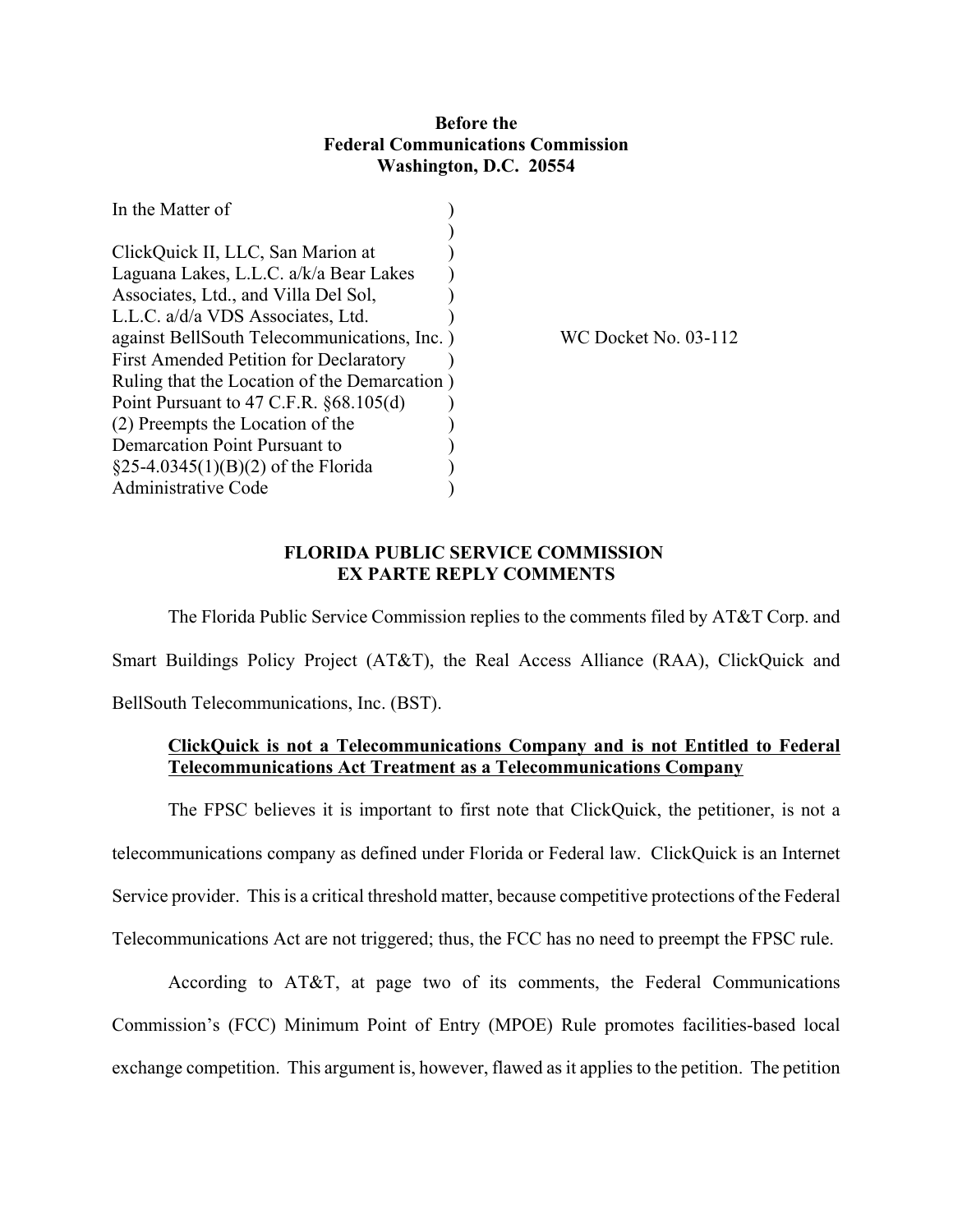**Before the**
**Federal Communications Commission**
**Washington, D.C. 20554**

| | |
|---|---|
| In the Matter of<br><br>ClickQuick II, LLC, San Marion at Laguana Lakes, L.L.C. a/k/a Bear Lakes Associates, Ltd., and Villa Del Sol, L.L.C. a/d/a VDS Associates, Ltd. against BellSouth Telecommunications, Inc. First Amended Petition for Declaratory Ruling that the Location of the Demarcation Point Pursuant to 47 C.F.R. §68.105(d)(2) Preempts the Location of the Demarcation Point Pursuant to §25-4.0345(1)(B)(2) of the Florida Administrative Code | WC Docket No. 03-112 |

**FLORIDA PUBLIC SERVICE COMMISSION**
**EX PARTE REPLY COMMENTS**

The Florida Public Service Commission replies to the comments filed by AT&T Corp. and Smart Buildings Policy Project (AT&T), the Real Access Alliance (RAA), ClickQuick and BellSouth Telecommunications, Inc. (BST).

**ClickQuick is not a Telecommunications Company and is not Entitled to Federal Telecommunications Act Treatment as a Telecommunications Company**

The FPSC believes it is important to first note that ClickQuick, the petitioner, is not a telecommunications company as defined under Florida or Federal law. ClickQuick is an Internet Service provider. This is a critical threshold matter, because competitive protections of the Federal Telecommunications Act are not triggered; thus, the FCC has no need to preempt the FPSC rule.

According to AT&T, at page two of its comments, the Federal Communications Commission's (FCC) Minimum Point of Entry (MPOE) Rule promotes facilities-based local exchange competition. This argument is, however, flawed as it applies to the petition. The petition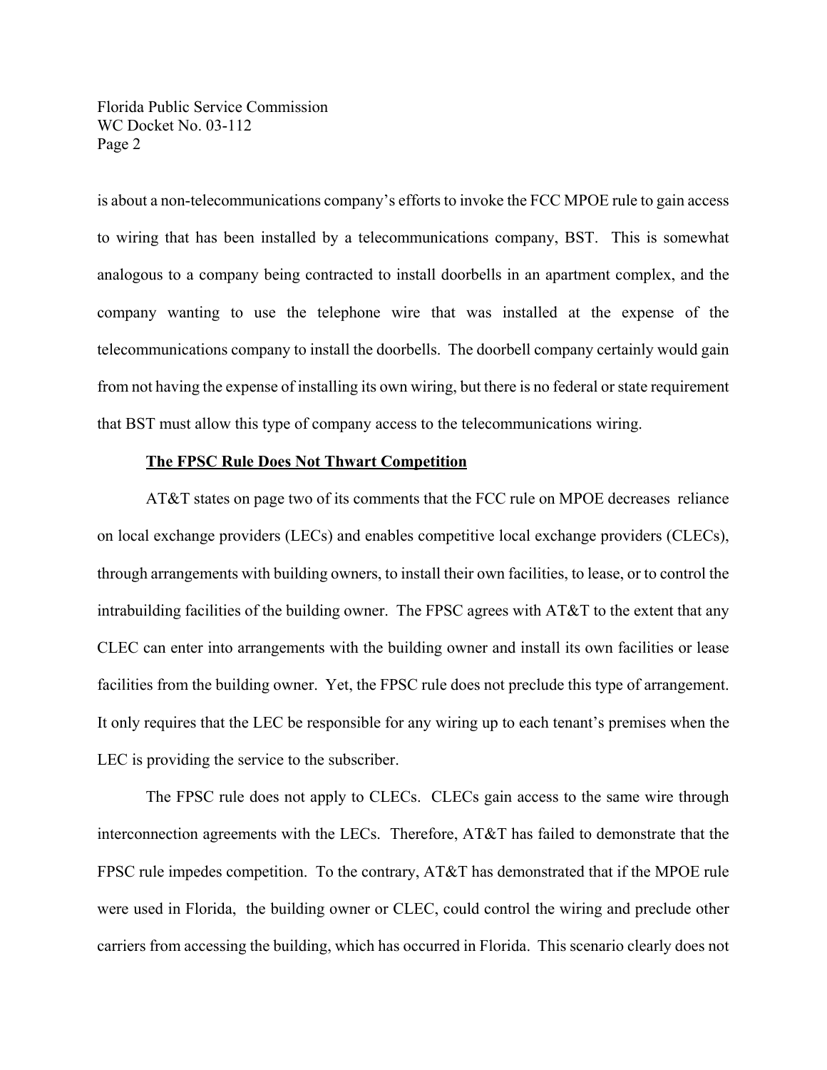is about a non-telecommunications company's efforts to invoke the FCC MPOE rule to gain access to wiring that has been installed by a telecommunications company, BST. This is somewhat analogous to a company being contracted to install doorbells in an apartment complex, and the company wanting to use the telephone wire that was installed at the expense of the telecommunications company to install the doorbells. The doorbell company certainly would gain from not having the expense of installing its own wiring, but there is no federal or state requirement that BST must allow this type of company access to the telecommunications wiring.

**The FPSC Rule Does Not Thwart Competition**

AT&T states on page two of its comments that the FCC rule on MPOE decreases reliance on local exchange providers (LECs) and enables competitive local exchange providers (CLECs), through arrangements with building owners, to install their own facilities, to lease, or to control the intrabuilding facilities of the building owner. The FPSC agrees with AT&T to the extent that any CLEC can enter into arrangements with the building owner and install its own facilities or lease facilities from the building owner. Yet, the FPSC rule does not preclude this type of arrangement. It only requires that the LEC be responsible for any wiring up to each tenant's premises when the LEC is providing the service to the subscriber.

The FPSC rule does not apply to CLECs. CLECs gain access to the same wire through interconnection agreements with the LECs. Therefore, AT&T has failed to demonstrate that the FPSC rule impedes competition. To the contrary, AT&T has demonstrated that if the MPOE rule were used in Florida, the building owner or CLEC, could control the wiring and preclude other carriers from accessing the building, which has occurred in Florida. This scenario clearly does not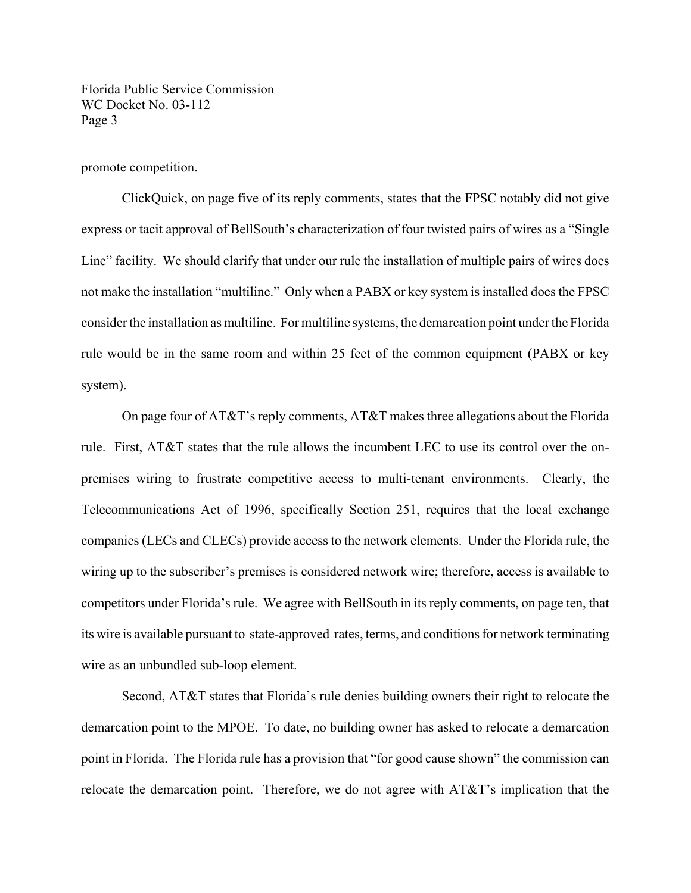promote competition.

ClickQuick, on page five of its reply comments, states that the FPSC notably did not give express or tacit approval of BellSouth's characterization of four twisted pairs of wires as a "Single Line" facility. We should clarify that under our rule the installation of multiple pairs of wires does not make the installation "multiline." Only when a PABX or key system is installed does the FPSC consider the installation as multiline. For multiline systems, the demarcation point under the Florida rule would be in the same room and within 25 feet of the common equipment (PABX or key system).

On page four of AT&T's reply comments, AT&T makes three allegations about the Florida rule. First, AT&T states that the rule allows the incumbent LEC to use its control over the on-premises wiring to frustrate competitive access to multi-tenant environments. Clearly, the Telecommunications Act of 1996, specifically Section 251, requires that the local exchange companies (LECs and CLECs) provide access to the network elements. Under the Florida rule, the wiring up to the subscriber's premises is considered network wire; therefore, access is available to competitors under Florida's rule. We agree with BellSouth in its reply comments, on page ten, that its wire is available pursuant to state-approved rates, terms, and conditions for network terminating wire as an unbundled sub-loop element.

Second, AT&T states that Florida's rule denies building owners their right to relocate the demarcation point to the MPOE. To date, no building owner has asked to relocate a demarcation point in Florida. The Florida rule has a provision that "for good cause shown" the commission can relocate the demarcation point. Therefore, we do not agree with AT&T's implication that the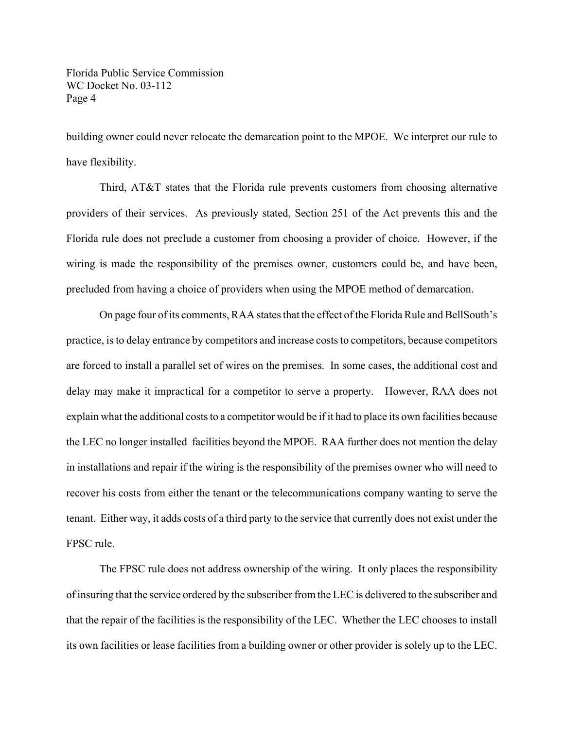building owner could never relocate the demarcation point to the MPOE. We interpret our rule to have flexibility.

Third, AT&T states that the Florida rule prevents customers from choosing alternative providers of their services. As previously stated, Section 251 of the Act prevents this and the Florida rule does not preclude a customer from choosing a provider of choice. However, if the wiring is made the responsibility of the premises owner, customers could be, and have been, precluded from having a choice of providers when using the MPOE method of demarcation.

On page four of its comments, RAA states that the effect of the Florida Rule and BellSouth's practice, is to delay entrance by competitors and increase costs to competitors, because competitors are forced to install a parallel set of wires on the premises. In some cases, the additional cost and delay may make it impractical for a competitor to serve a property. However, RAA does not explain what the additional costs to a competitor would be if it had to place its own facilities because the LEC no longer installed facilities beyond the MPOE. RAA further does not mention the delay in installations and repair if the wiring is the responsibility of the premises owner who will need to recover his costs from either the tenant or the telecommunications company wanting to serve the tenant. Either way, it adds costs of a third party to the service that currently does not exist under the FPSC rule.

The FPSC rule does not address ownership of the wiring. It only places the responsibility of insuring that the service ordered by the subscriber from the LEC is delivered to the subscriber and that the repair of the facilities is the responsibility of the LEC. Whether the LEC chooses to install its own facilities or lease facilities from a building owner or other provider is solely up to the LEC.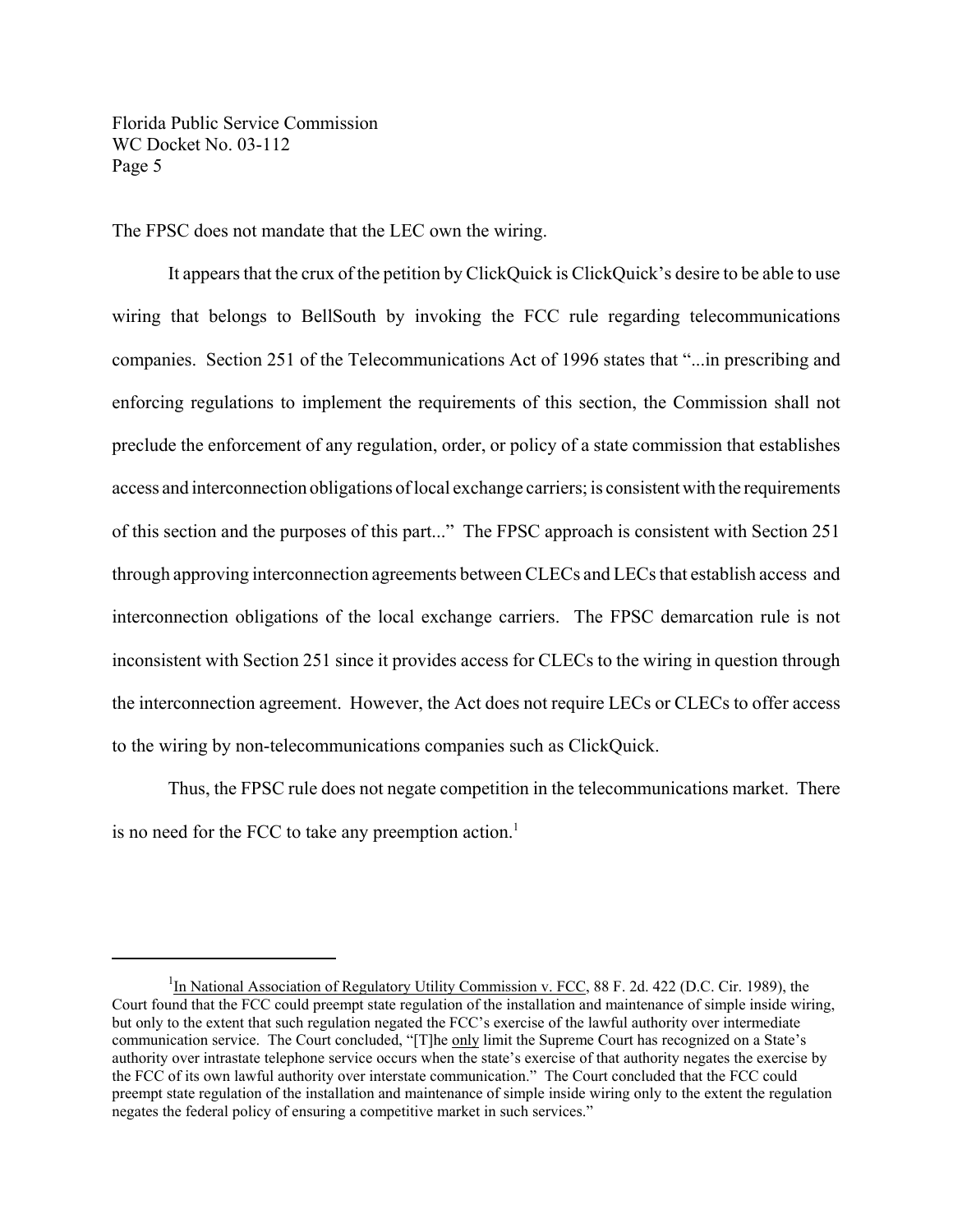The FPSC does not mandate that the LEC own the wiring.

It appears that the crux of the petition by ClickQuick is ClickQuick's desire to be able to use wiring that belongs to BellSouth by invoking the FCC rule regarding telecommunications companies. Section 251 of the Telecommunications Act of 1996 states that "...in prescribing and enforcing regulations to implement the requirements of this section, the Commission shall not preclude the enforcement of any regulation, order, or policy of a state commission that establishes access and interconnection obligations of local exchange carriers; is consistent with the requirements of this section and the purposes of this part..." The FPSC approach is consistent with Section 251 through approving interconnection agreements between CLECs and LECs that establish access and interconnection obligations of the local exchange carriers. The FPSC demarcation rule is not inconsistent with Section 251 since it provides access for CLECs to the wiring in question through the interconnection agreement. However, the Act does not require LECs or CLECs to offer access to the wiring by non-telecommunications companies such as ClickQuick.

Thus, the FPSC rule does not negate competition in the telecommunications market. There is no need for the FCC to take any preemption action.[1]

---

[1] In National Association of Regulatory Utility Commission v. FCC, 88 F. 2d. 422 (D.C. Cir. 1989), the Court found that the FCC could preempt state regulation of the installation and maintenance of simple inside wiring, but only to the extent that such regulation negated the FCC's exercise of the lawful authority over intermediate communication service. The Court concluded, "[T]he only limit the Supreme Court has recognized on a State's authority over intrastate telephone service occurs when the state's exercise of that authority negates the exercise by the FCC of its own lawful authority over interstate communication." The Court concluded that the FCC could preempt state regulation of the installation and maintenance of simple inside wiring only to the extent the regulation negates the federal policy of ensuring a competitive market in such services."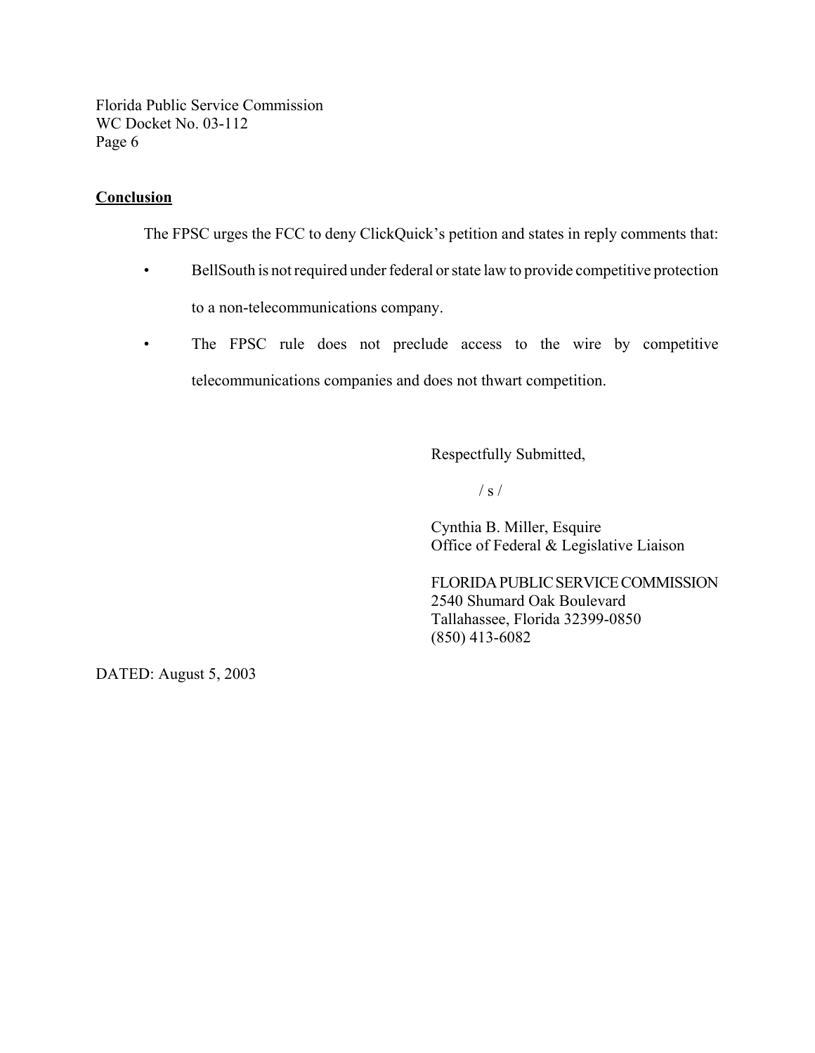**Conclusion**

The FPSC urges the FCC to deny ClickQuick's petition and states in reply comments that:

- BellSouth is not required under federal or state law to provide competitive protection to a non-telecommunications company.
- The FPSC rule does not preclude access to the wire by competitive telecommunications companies and does not thwart competition.

Respectfully Submitted,

/ s /

Cynthia B. Miller, Esquire
Office of Federal & Legislative Liaison

FLORIDA PUBLIC SERVICE COMMISSION
2540 Shumard Oak Boulevard
Tallahassee, Florida 32399-0850
(850) 413-6082

DATED: August 5, 2003